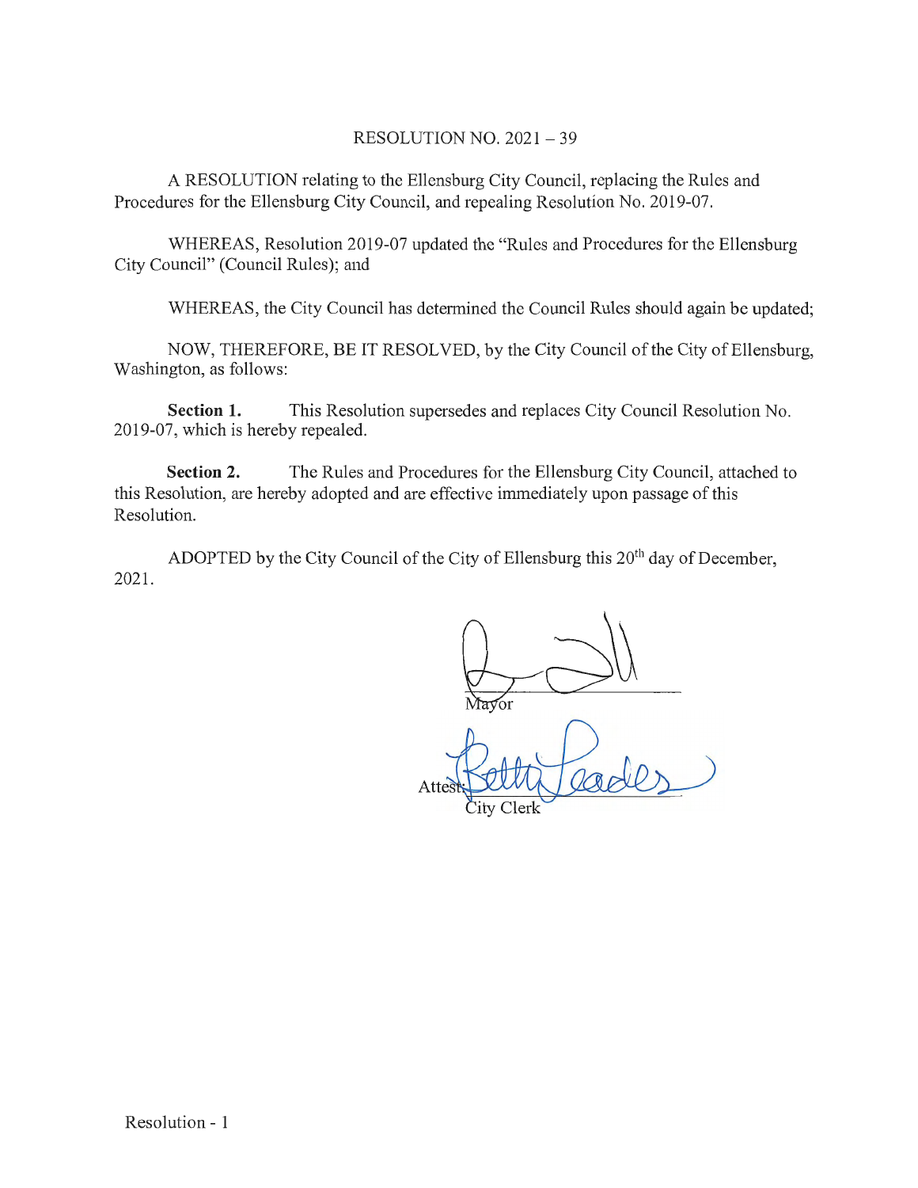RESOLUTION NO. 2021 – 39

A RESOLUTION relating to the Ellensburg City Council, replacing the Rules and Procedures for the Ellensburg City Council, and repealing Resolution No. 2019-07.

WHEREAS, Resolution 2019-07 updated the "Rules and Procedures for the Ellensburg City Council" (Council Rules); and

WHEREAS, the City Council has determined the Council Rules should again be updated;

NOW, THEREFORE, BE IT RESOLVED, by the City Council of the City of Ellensburg, Washington, as follows:

**Section 1.** This Resolution supersedes and replaces City Council Resolution No. 2019-07, which is hereby repealed.

**Section 2.** The Rules and Procedures for the Ellensburg City Council, attached to this Resolution, are hereby adopted and are effective immediately upon passage of this Resolution.

ADOPTED by the City Council of the City of Ellensburg this 20th day of December, 2021.

Mayor

Attest:

City Clerk

Resolution - 1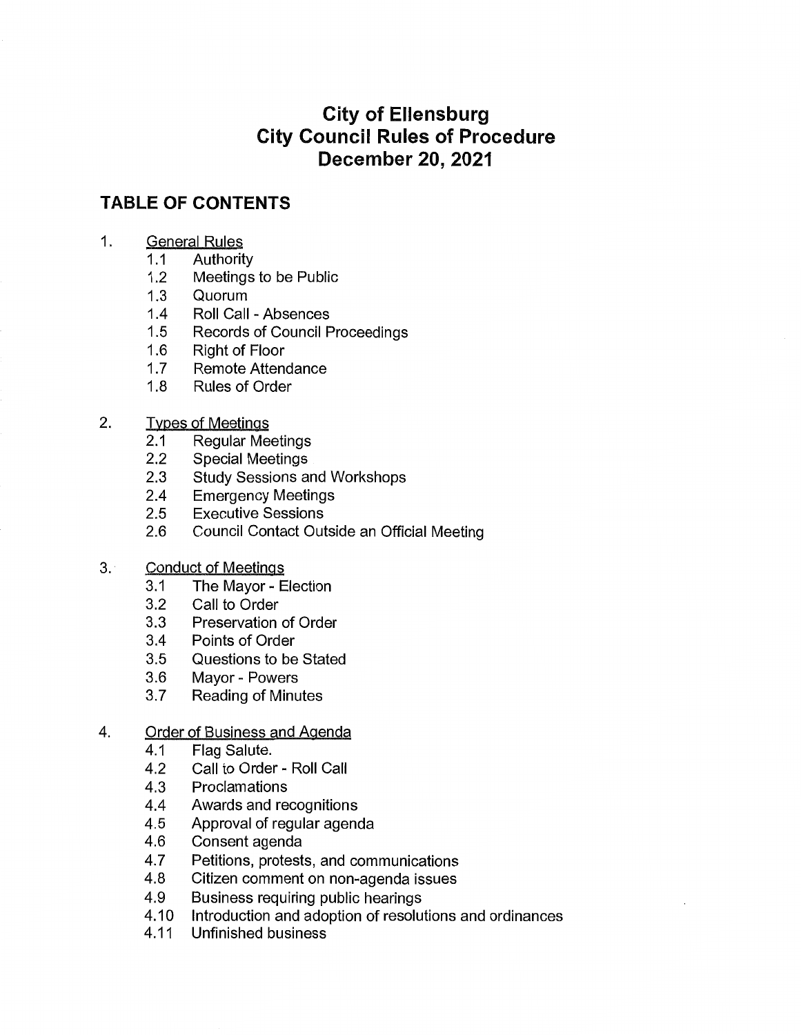# City of Ellensburg
# City Council Rules of Procedure
# December 20, 2021

## TABLE OF CONTENTS

1. General Rules
   - 1.1 Authority
   - 1.2 Meetings to be Public
   - 1.3 Quorum
   - 1.4 Roll Call - Absences
   - 1.5 Records of Council Proceedings
   - 1.6 Right of Floor
   - 1.7 Remote Attendance
   - 1.8 Rules of Order

2. Types of Meetings
   - 2.1 Regular Meetings
   - 2.2 Special Meetings
   - 2.3 Study Sessions and Workshops
   - 2.4 Emergency Meetings
   - 2.5 Executive Sessions
   - 2.6 Council Contact Outside an Official Meeting

3. Conduct of Meetings
   - 3.1 The Mayor - Election
   - 3.2 Call to Order
   - 3.3 Preservation of Order
   - 3.4 Points of Order
   - 3.5 Questions to be Stated
   - 3.6 Mayor - Powers
   - 3.7 Reading of Minutes

4. Order of Business and Agenda
   - 4.1 Flag Salute.
   - 4.2 Call to Order - Roll Call
   - 4.3 Proclamations
   - 4.4 Awards and recognitions
   - 4.5 Approval of regular agenda
   - 4.6 Consent agenda
   - 4.7 Petitions, protests, and communications
   - 4.8 Citizen comment on non-agenda issues
   - 4.9 Business requiring public hearings
   - 4.10 Introduction and adoption of resolutions and ordinances
   - 4.11 Unfinished business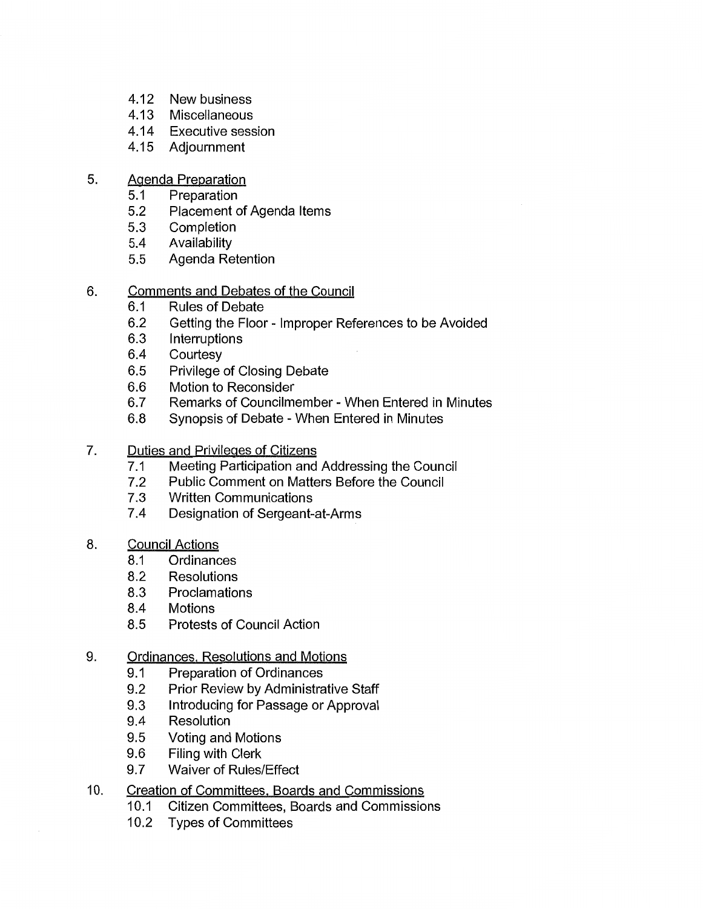- 4.12 New business
- 4.13 Miscellaneous
- 4.14 Executive session
- 4.15 Adjournment

5. <u>Agenda Preparation</u>
   - 5.1 Preparation
   - 5.2 Placement of Agenda Items
   - 5.3 Completion
   - 5.4 Availability
   - 5.5 Agenda Retention

6. <u>Comments and Debates of the Council</u>
   - 6.1 Rules of Debate
   - 6.2 Getting the Floor - Improper References to be Avoided
   - 6.3 Interruptions
   - 6.4 Courtesy
   - 6.5 Privilege of Closing Debate
   - 6.6 Motion to Reconsider
   - 6.7 Remarks of Councilmember - When Entered in Minutes
   - 6.8 Synopsis of Debate - When Entered in Minutes

7. <u>Duties and Privileges of Citizens</u>
   - 7.1 Meeting Participation and Addressing the Council
   - 7.2 Public Comment on Matters Before the Council
   - 7.3 Written Communications
   - 7.4 Designation of Sergeant-at-Arms

8. <u>Council Actions</u>
   - 8.1 Ordinances
   - 8.2 Resolutions
   - 8.3 Proclamations
   - 8.4 Motions
   - 8.5 Protests of Council Action

9. <u>Ordinances, Resolutions and Motions</u>
   - 9.1 Preparation of Ordinances
   - 9.2 Prior Review by Administrative Staff
   - 9.3 Introducing for Passage or Approval
   - 9.4 Resolution
   - 9.5 Voting and Motions
   - 9.6 Filing with Clerk
   - 9.7 Waiver of Rules/Effect

10. <u>Creation of Committees, Boards and Commissions</u>
    - 10.1 Citizen Committees, Boards and Commissions
    - 10.2 Types of Committees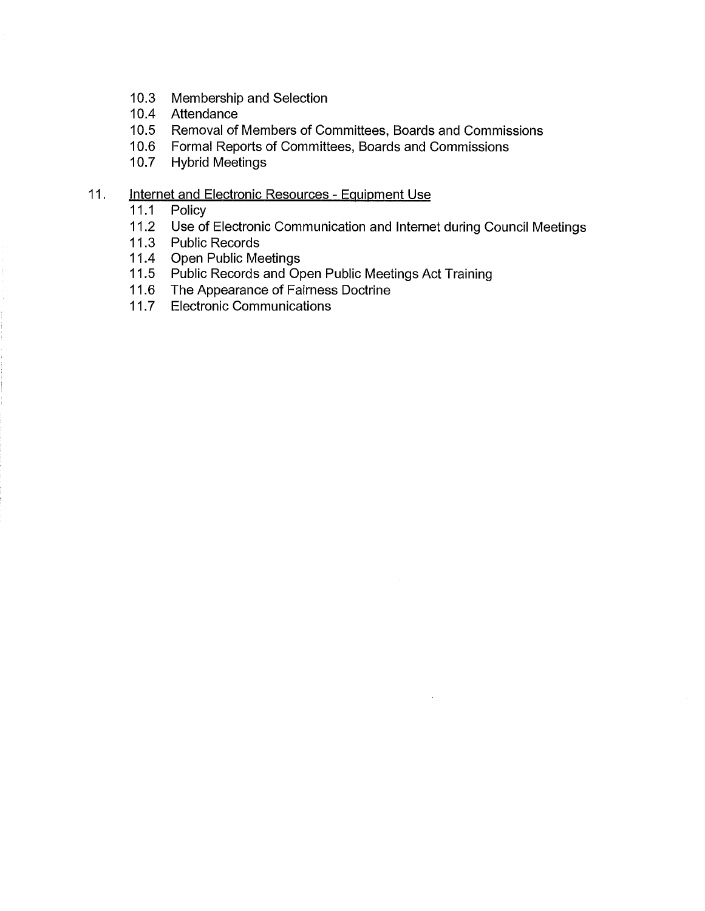- 10.3 Membership and Selection
- 10.4 Attendance
- 10.5 Removal of Members of Committees, Boards and Commissions
- 10.6 Formal Reports of Committees, Boards and Commissions
- 10.7 Hybrid Meetings

11. <u>Internet and Electronic Resources - Equipment Use</u>
    - 11.1 Policy
    - 11.2 Use of Electronic Communication and Internet during Council Meetings
    - 11.3 Public Records
    - 11.4 Open Public Meetings
    - 11.5 Public Records and Open Public Meetings Act Training
    - 11.6 The Appearance of Fairness Doctrine
    - 11.7 Electronic Communications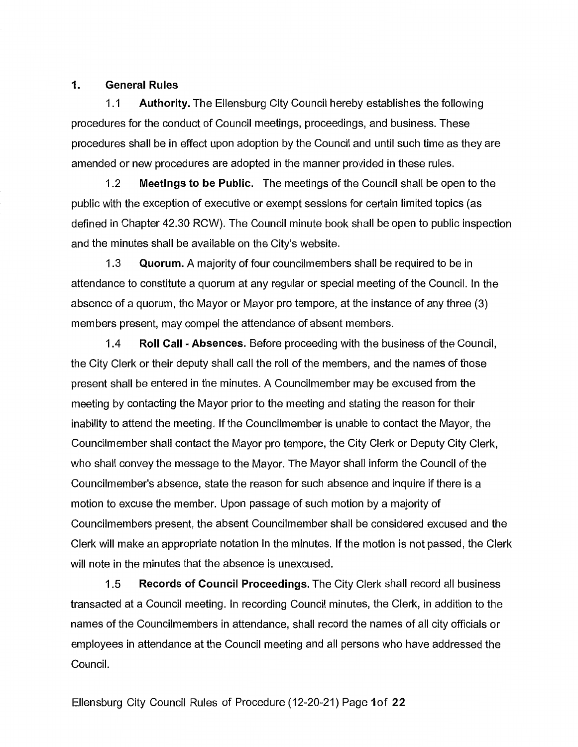## 1. General Rules

1.1 **Authority.** The Ellensburg City Council hereby establishes the following procedures for the conduct of Council meetings, proceedings, and business. These procedures shall be in effect upon adoption by the Council and until such time as they are amended or new procedures are adopted in the manner provided in these rules.

1.2 **Meetings to be Public.** The meetings of the Council shall be open to the public with the exception of executive or exempt sessions for certain limited topics (as defined in Chapter 42.30 RCW). The Council minute book shall be open to public inspection and the minutes shall be available on the City's website.

1.3 **Quorum.** A majority of four councilmembers shall be required to be in attendance to constitute a quorum at any regular or special meeting of the Council. In the absence of a quorum, the Mayor or Mayor pro tempore, at the instance of any three (3) members present, may compel the attendance of absent members.

1.4 **Roll Call - Absences.** Before proceeding with the business of the Council, the City Clerk or their deputy shall call the roll of the members, and the names of those present shall be entered in the minutes. A Councilmember may be excused from the meeting by contacting the Mayor prior to the meeting and stating the reason for their inability to attend the meeting. If the Councilmember is unable to contact the Mayor, the Councilmember shall contact the Mayor pro tempore, the City Clerk or Deputy City Clerk, who shall convey the message to the Mayor. The Mayor shall inform the Council of the Councilmember's absence, state the reason for such absence and inquire if there is a motion to excuse the member. Upon passage of such motion by a majority of Councilmembers present, the absent Councilmember shall be considered excused and the Clerk will make an appropriate notation in the minutes. If the motion is not passed, the Clerk will note in the minutes that the absence is unexcused.

1.5 **Records of Council Proceedings.** The City Clerk shall record all business transacted at a Council meeting. In recording Council minutes, the Clerk, in addition to the names of the Councilmembers in attendance, shall record the names of all city officials or employees in attendance at the Council meeting and all persons who have addressed the Council.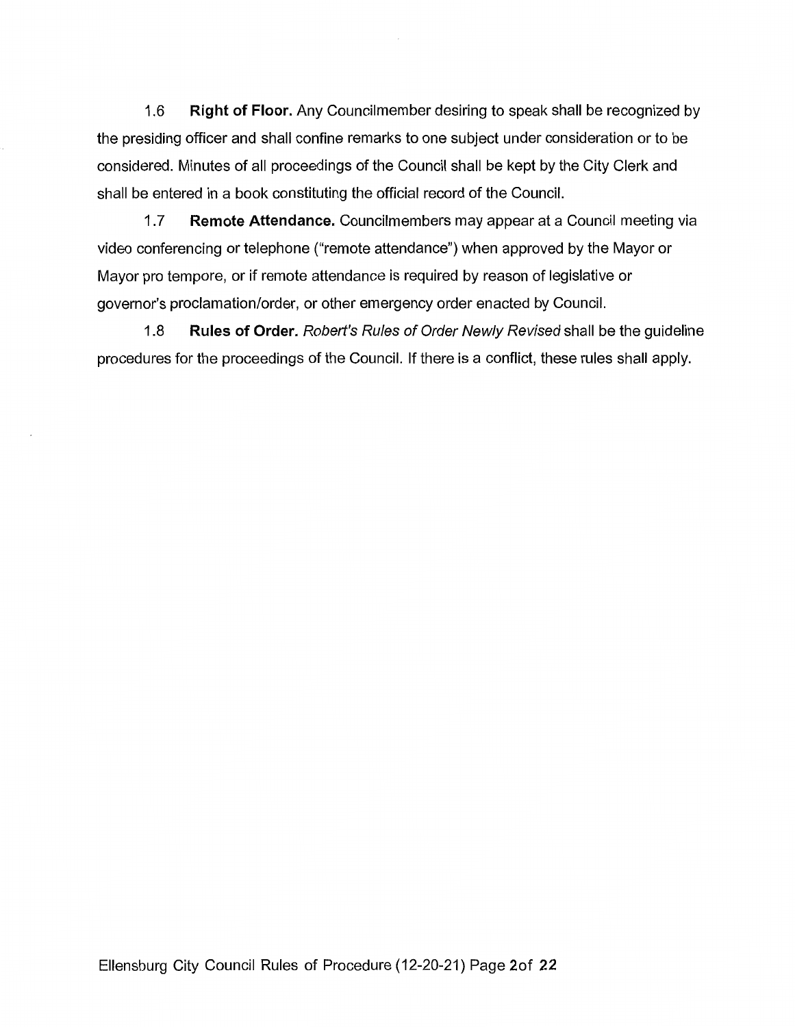1.6 **Right of Floor.** Any Councilmember desiring to speak shall be recognized by the presiding officer and shall confine remarks to one subject under consideration or to be considered. Minutes of all proceedings of the Council shall be kept by the City Clerk and shall be entered in a book constituting the official record of the Council.

1.7 **Remote Attendance.** Councilmembers may appear at a Council meeting via video conferencing or telephone ("remote attendance") when approved by the Mayor or Mayor pro tempore, or if remote attendance is required by reason of legislative or governor's proclamation/order, or other emergency order enacted by Council.

1.8 **Rules of Order.** *Robert's Rules of Order Newly Revised* shall be the guideline procedures for the proceedings of the Council. If there is a conflict, these rules shall apply.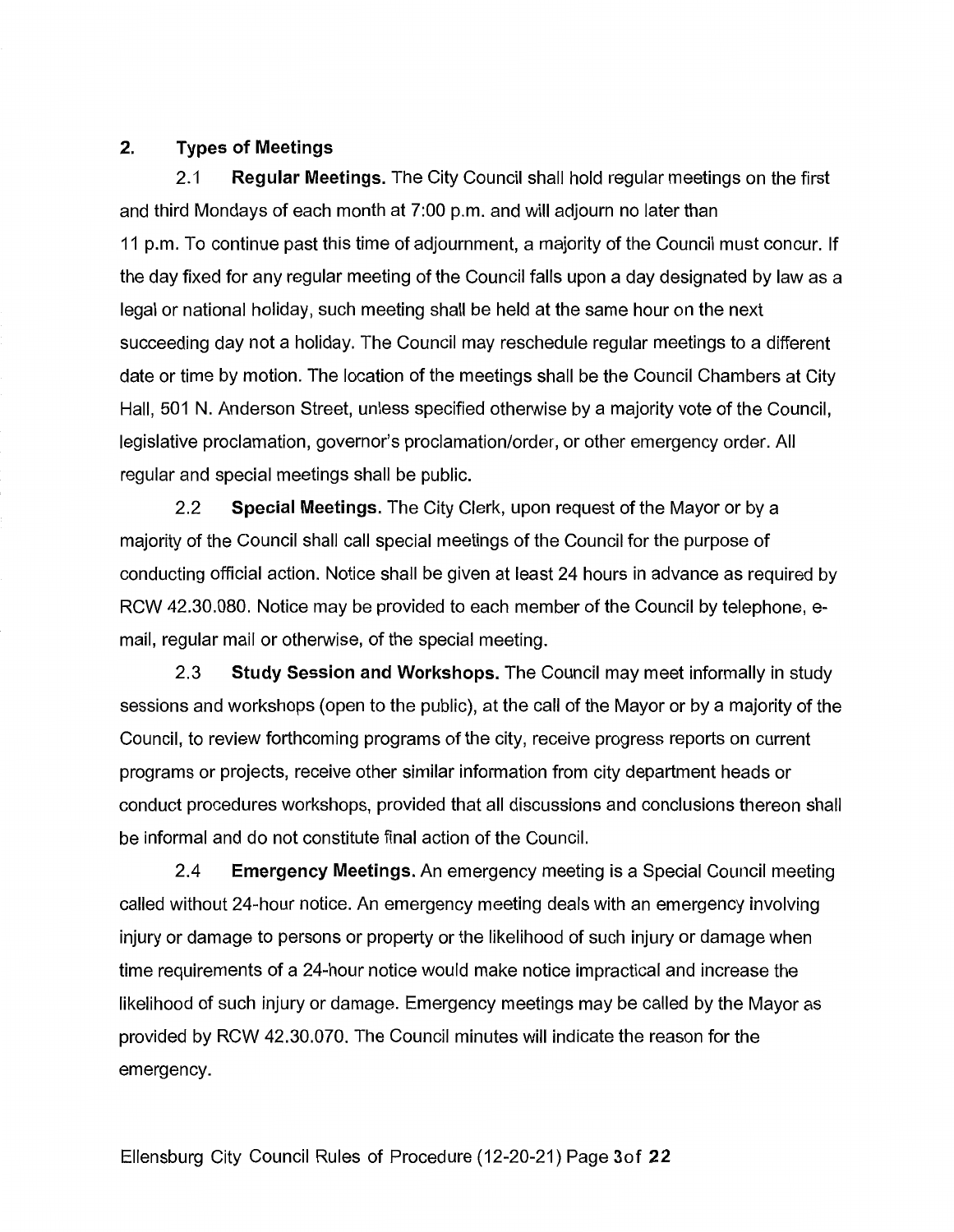## 2. Types of Meetings

2.1 **Regular Meetings.** The City Council shall hold regular meetings on the first and third Mondays of each month at 7:00 p.m. and will adjourn no later than 11 p.m. To continue past this time of adjournment, a majority of the Council must concur. If the day fixed for any regular meeting of the Council falls upon a day designated by law as a legal or national holiday, such meeting shall be held at the same hour on the next succeeding day not a holiday. The Council may reschedule regular meetings to a different date or time by motion. The location of the meetings shall be the Council Chambers at City Hall, 501 N. Anderson Street, unless specified otherwise by a majority vote of the Council, legislative proclamation, governor's proclamation/order, or other emergency order. All regular and special meetings shall be public.

2.2 **Special Meetings.** The City Clerk, upon request of the Mayor or by a majority of the Council shall call special meetings of the Council for the purpose of conducting official action. Notice shall be given at least 24 hours in advance as required by RCW 42.30.080. Notice may be provided to each member of the Council by telephone, e-mail, regular mail or otherwise, of the special meeting.

2.3 **Study Session and Workshops.** The Council may meet informally in study sessions and workshops (open to the public), at the call of the Mayor or by a majority of the Council, to review forthcoming programs of the city, receive progress reports on current programs or projects, receive other similar information from city department heads or conduct procedures workshops, provided that all discussions and conclusions thereon shall be informal and do not constitute final action of the Council.

2.4 **Emergency Meetings.** An emergency meeting is a Special Council meeting called without 24-hour notice. An emergency meeting deals with an emergency involving injury or damage to persons or property or the likelihood of such injury or damage when time requirements of a 24-hour notice would make notice impractical and increase the likelihood of such injury or damage. Emergency meetings may be called by the Mayor as provided by RCW 42.30.070. The Council minutes will indicate the reason for the emergency.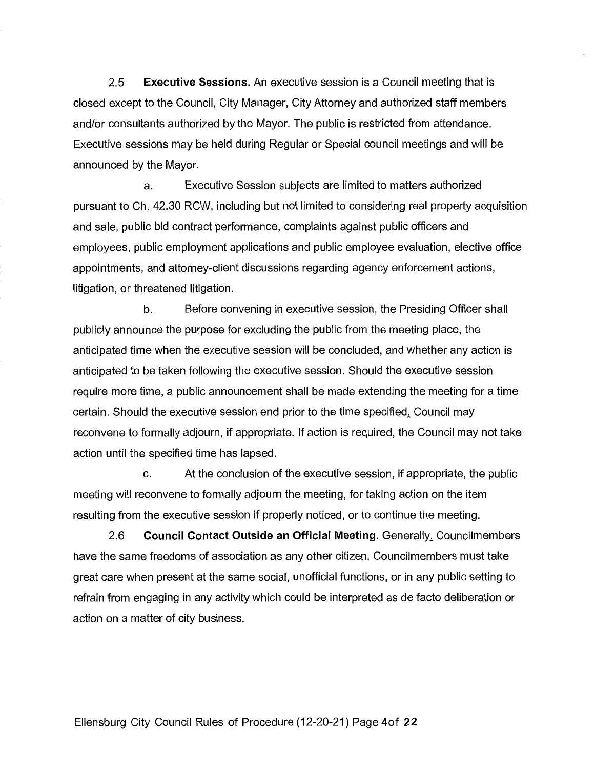2.5 **Executive Sessions.** An executive session is a Council meeting that is closed except to the Council, City Manager, City Attorney and authorized staff members and/or consultants authorized by the Mayor. The public is restricted from attendance. Executive sessions may be held during Regular or Special council meetings and will be announced by the Mayor.

a. Executive Session subjects are limited to matters authorized pursuant to Ch. 42.30 RCW, including but not limited to considering real property acquisition and sale, public bid contract performance, complaints against public officers and employees, public employment applications and public employee evaluation, elective office appointments, and attorney-client discussions regarding agency enforcement actions, litigation, or threatened litigation.

b. Before convening in executive session, the Presiding Officer shall publicly announce the purpose for excluding the public from the meeting place, the anticipated time when the executive session will be concluded, and whether any action is anticipated to be taken following the executive session. Should the executive session require more time, a public announcement shall be made extending the meeting for a time certain. Should the executive session end prior to the time specified, Council may reconvene to formally adjourn, if appropriate. If action is required, the Council may not take action until the specified time has lapsed.

c. At the conclusion of the executive session, if appropriate, the public meeting will reconvene to formally adjourn the meeting, for taking action on the item resulting from the executive session if properly noticed, or to continue the meeting.

2.6 **Council Contact Outside an Official Meeting.** Generally, Councilmembers have the same freedoms of association as any other citizen. Councilmembers must take great care when present at the same social, unofficial functions, or in any public setting to refrain from engaging in any activity which could be interpreted as de facto deliberation or action on a matter of city business.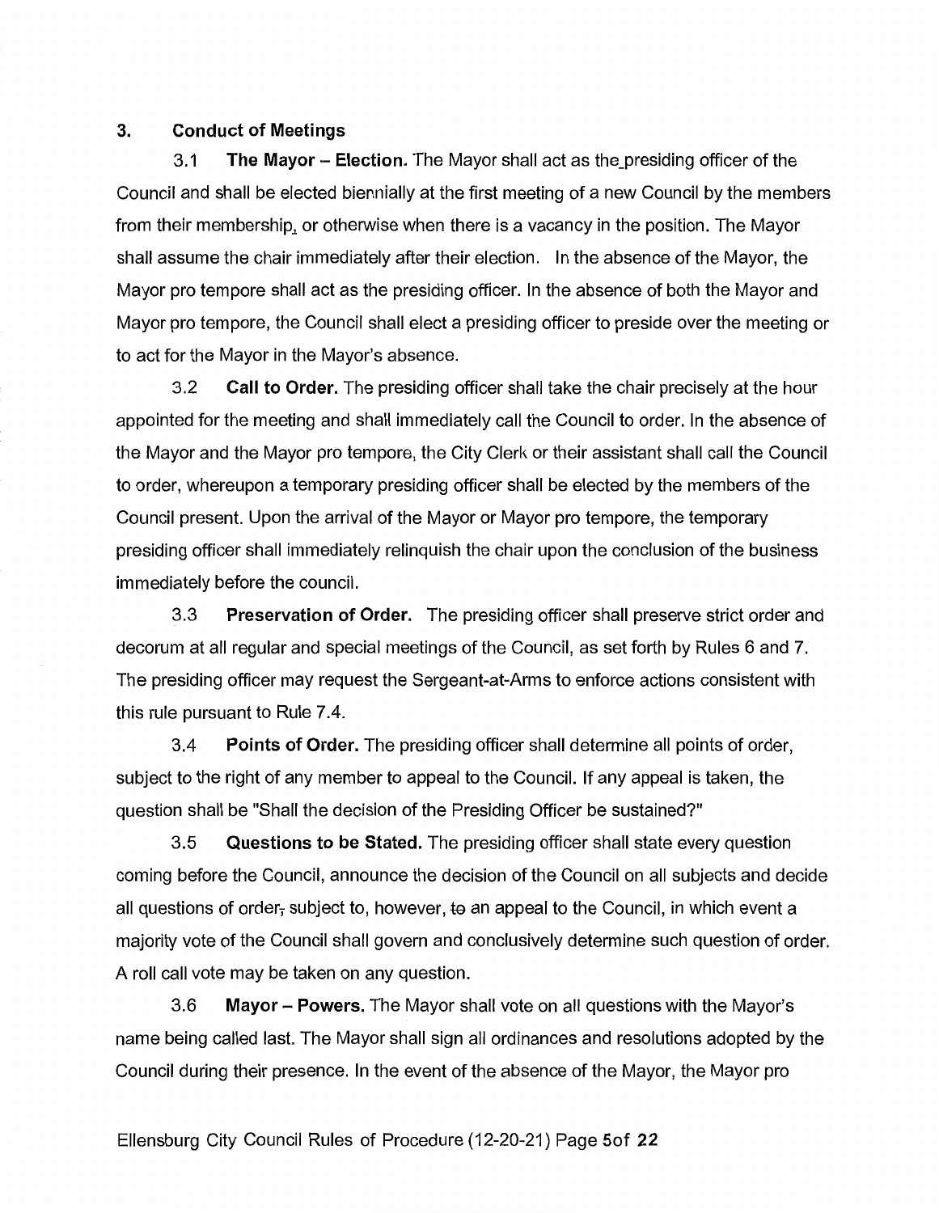## 3. Conduct of Meetings

3.1 **The Mayor – Election.** The Mayor shall act as the presiding officer of the Council and shall be elected biennially at the first meeting of a new Council by the members from their membership, or otherwise when there is a vacancy in the position. The Mayor shall assume the chair immediately after their election. In the absence of the Mayor, the Mayor pro tempore shall act as the presiding officer. In the absence of both the Mayor and Mayor pro tempore, the Council shall elect a presiding officer to preside over the meeting or to act for the Mayor in the Mayor's absence.

3.2 **Call to Order.** The presiding officer shall take the chair precisely at the hour appointed for the meeting and shall immediately call the Council to order. In the absence of the Mayor and the Mayor pro tempore, the City Clerk or their assistant shall call the Council to order, whereupon a temporary presiding officer shall be elected by the members of the Council present. Upon the arrival of the Mayor or Mayor pro tempore, the temporary presiding officer shall immediately relinquish the chair upon the conclusion of the business immediately before the council.

3.3 **Preservation of Order.** The presiding officer shall preserve strict order and decorum at all regular and special meetings of the Council, as set forth by Rules 6 and 7. The presiding officer may request the Sergeant-at-Arms to enforce actions consistent with this rule pursuant to Rule 7.4.

3.4 **Points of Order.** The presiding officer shall determine all points of order, subject to the right of any member to appeal to the Council. If any appeal is taken, the question shall be "Shall the decision of the Presiding Officer be sustained?"

3.5 **Questions to be Stated.** The presiding officer shall state every question coming before the Council, announce the decision of the Council on all subjects and decide all questions of order, subject to, however, ~~to~~ an appeal to the Council, in which event a majority vote of the Council shall govern and conclusively determine such question of order. A roll call vote may be taken on any question.

3.6 **Mayor – Powers.** The Mayor shall vote on all questions with the Mayor's name being called last. The Mayor shall sign all ordinances and resolutions adopted by the Council during their presence. In the event of the absence of the Mayor, the Mayor pro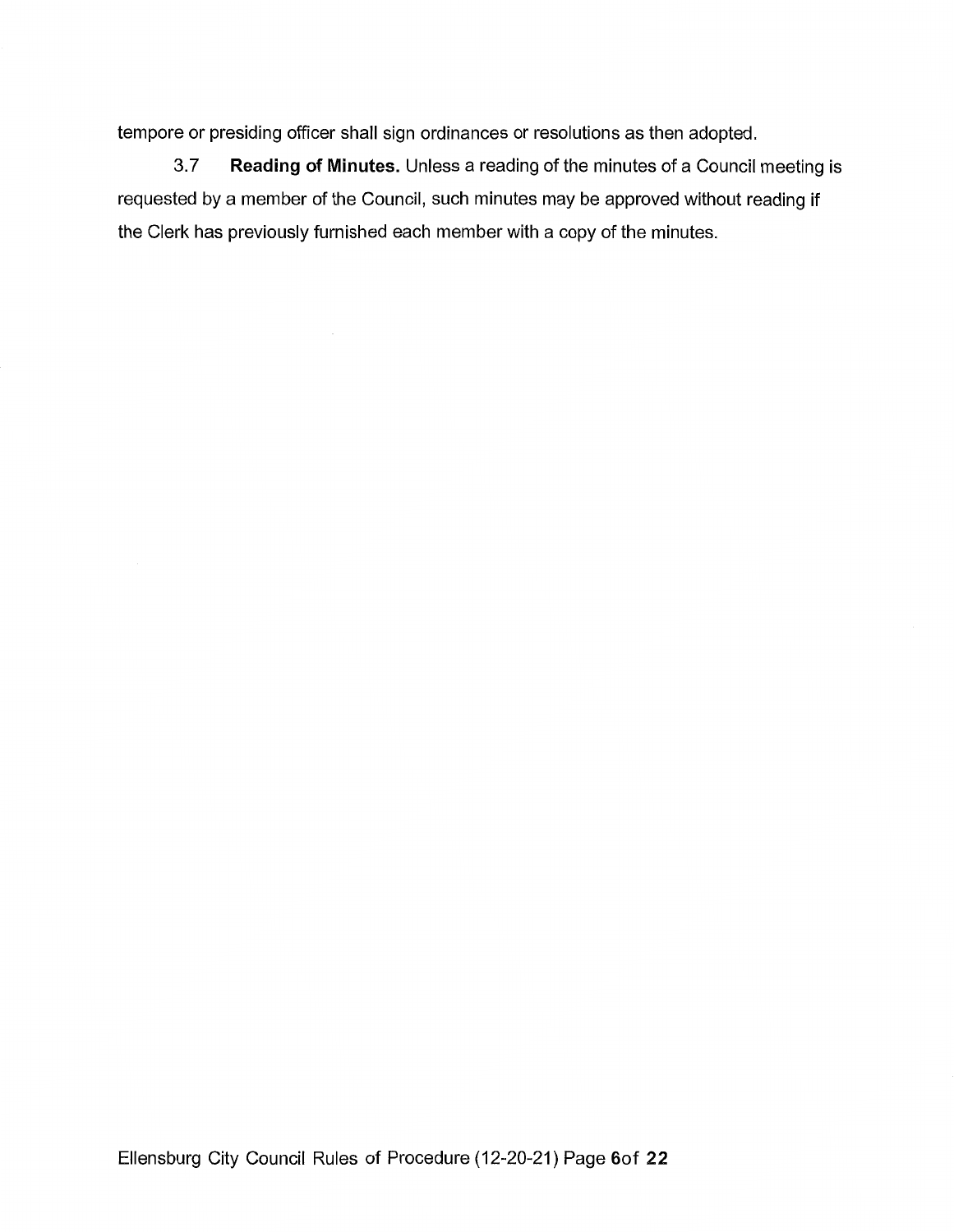tempore or presiding officer shall sign ordinances or resolutions as then adopted.

3.7 **Reading of Minutes.** Unless a reading of the minutes of a Council meeting is requested by a member of the Council, such minutes may be approved without reading if the Clerk has previously furnished each member with a copy of the minutes.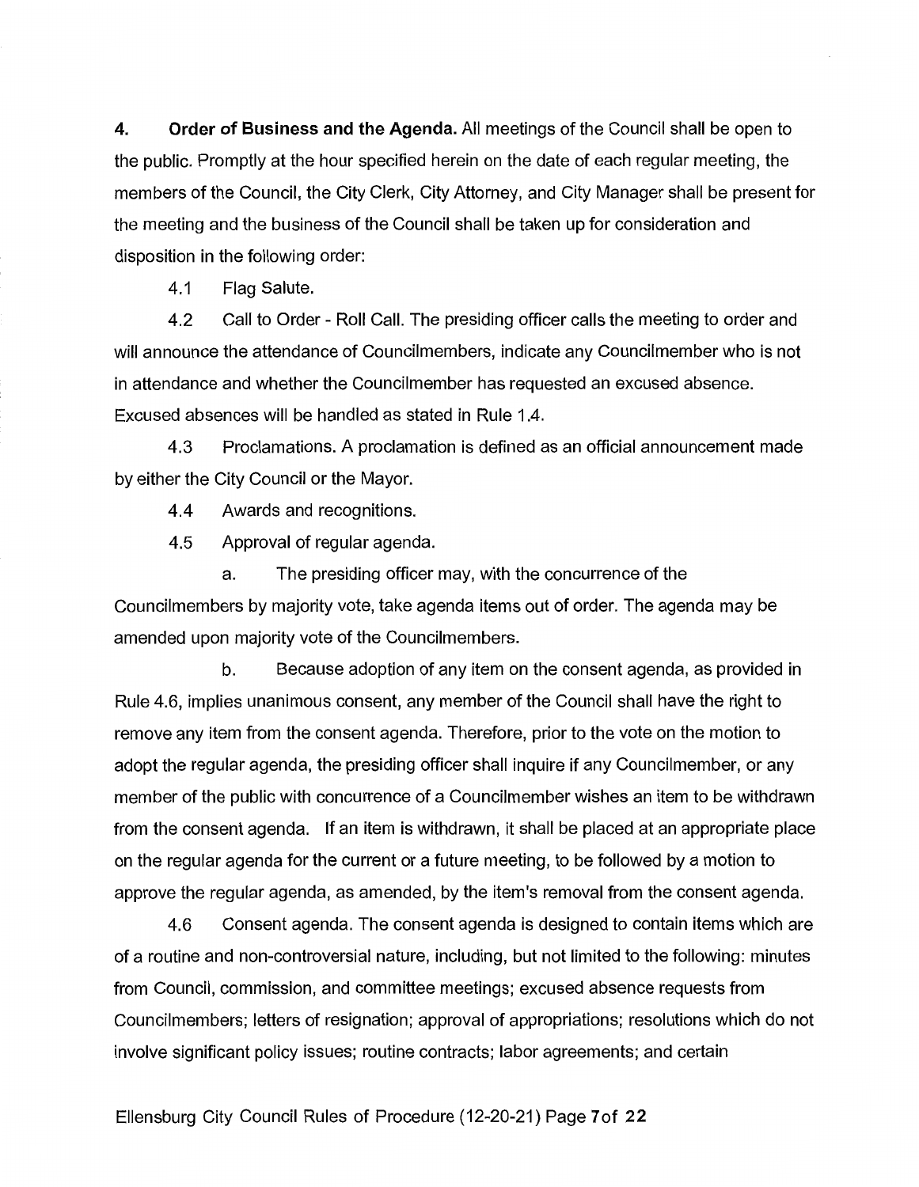**4. Order of Business and the Agenda.** All meetings of the Council shall be open to the public. Promptly at the hour specified herein on the date of each regular meeting, the members of the Council, the City Clerk, City Attorney, and City Manager shall be present for the meeting and the business of the Council shall be taken up for consideration and disposition in the following order:

4.1 Flag Salute.

4.2 Call to Order - Roll Call. The presiding officer calls the meeting to order and will announce the attendance of Councilmembers, indicate any Councilmember who is not in attendance and whether the Councilmember has requested an excused absence. Excused absences will be handled as stated in Rule 1.4.

4.3 Proclamations. A proclamation is defined as an official announcement made by either the City Council or the Mayor.

4.4 Awards and recognitions.

4.5 Approval of regular agenda.

a. The presiding officer may, with the concurrence of the Councilmembers by majority vote, take agenda items out of order. The agenda may be amended upon majority vote of the Councilmembers.

b. Because adoption of any item on the consent agenda, as provided in Rule 4.6, implies unanimous consent, any member of the Council shall have the right to remove any item from the consent agenda. Therefore, prior to the vote on the motion to adopt the regular agenda, the presiding officer shall inquire if any Councilmember, or any member of the public with concurrence of a Councilmember wishes an item to be withdrawn from the consent agenda. If an item is withdrawn, it shall be placed at an appropriate place on the regular agenda for the current or a future meeting, to be followed by a motion to approve the regular agenda, as amended, by the item's removal from the consent agenda.

4.6 Consent agenda. The consent agenda is designed to contain items which are of a routine and non-controversial nature, including, but not limited to the following: minutes from Council, commission, and committee meetings; excused absence requests from Councilmembers; letters of resignation; approval of appropriations; resolutions which do not involve significant policy issues; routine contracts; labor agreements; and certain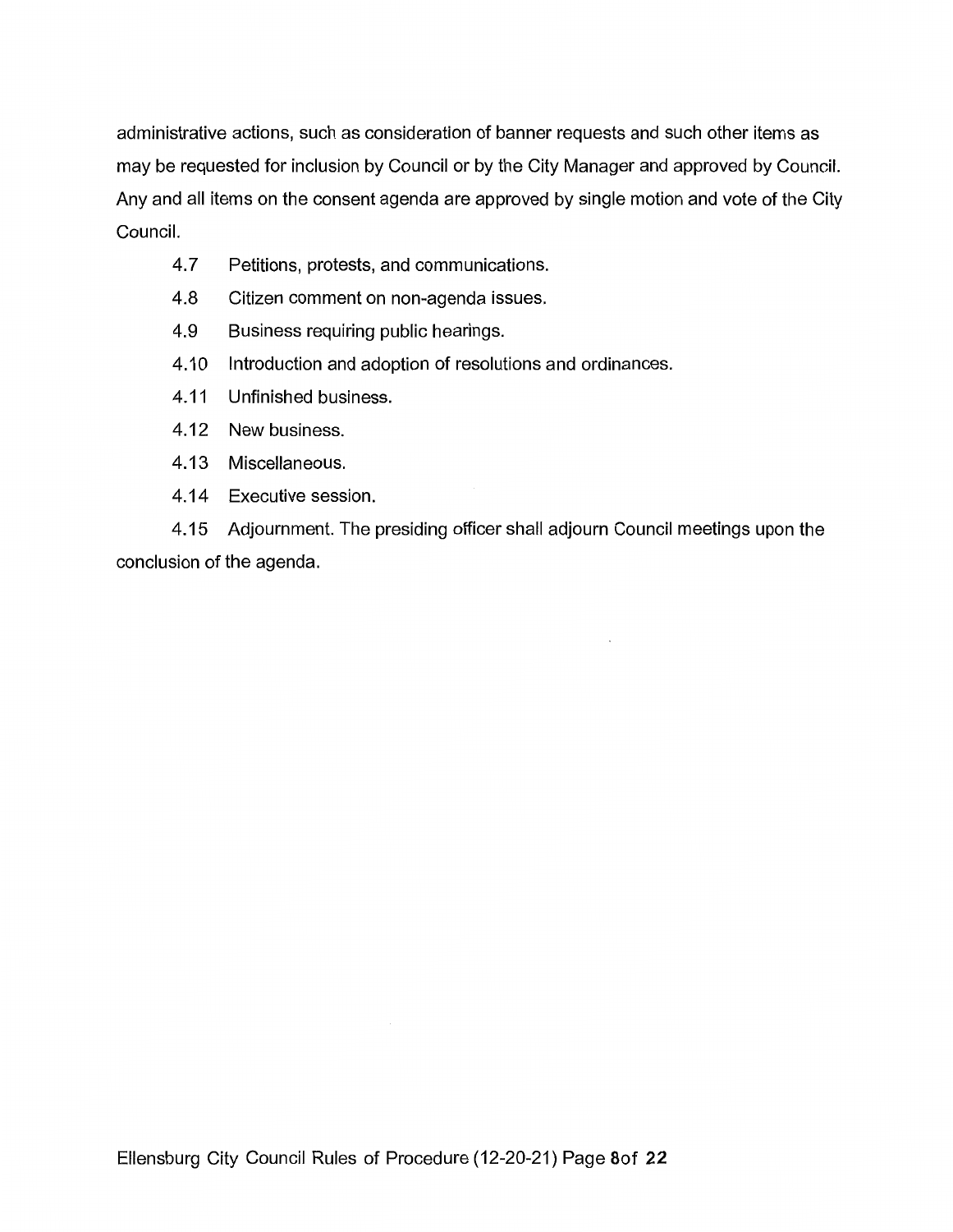administrative actions, such as consideration of banner requests and such other items as may be requested for inclusion by Council or by the City Manager and approved by Council. Any and all items on the consent agenda are approved by single motion and vote of the City Council.

4.7 Petitions, protests, and communications.

4.8 Citizen comment on non-agenda issues.

4.9 Business requiring public hearings.

4.10 Introduction and adoption of resolutions and ordinances.

4.11 Unfinished business.

4.12 New business.

4.13 Miscellaneous.

4.14 Executive session.

4.15 Adjournment. The presiding officer shall adjourn Council meetings upon the conclusion of the agenda.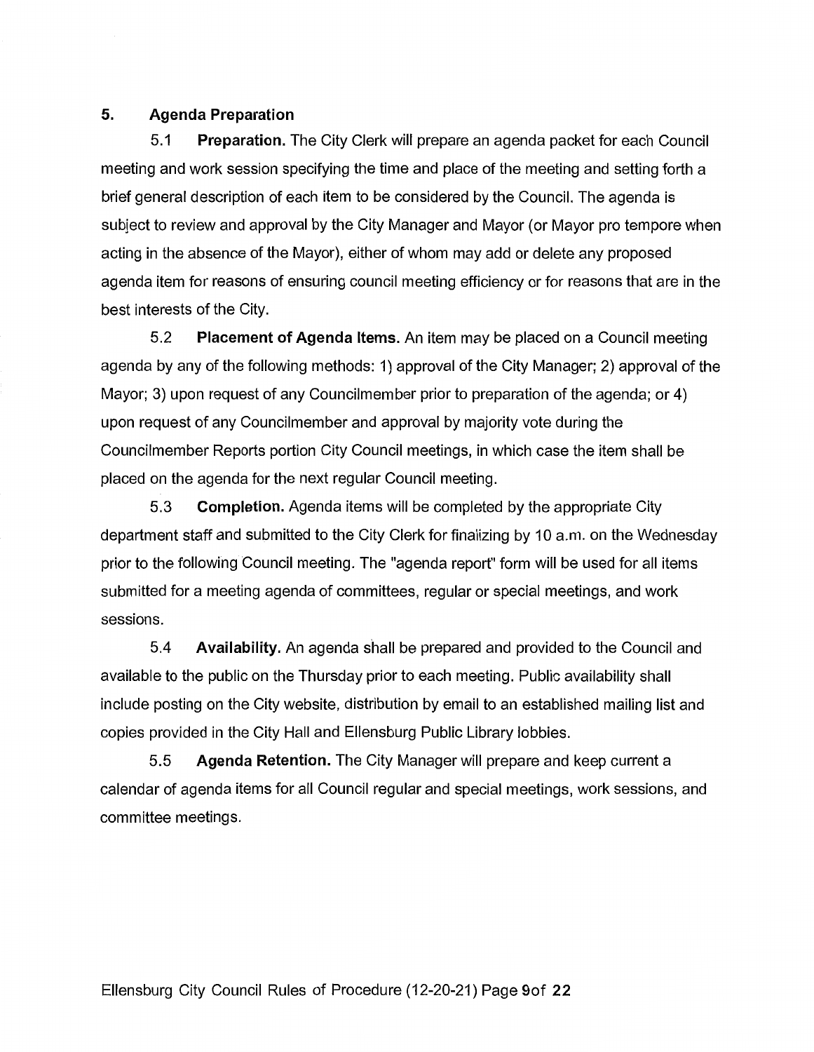## 5. Agenda Preparation

5.1 **Preparation.** The City Clerk will prepare an agenda packet for each Council meeting and work session specifying the time and place of the meeting and setting forth a brief general description of each item to be considered by the Council. The agenda is subject to review and approval by the City Manager and Mayor (or Mayor pro tempore when acting in the absence of the Mayor), either of whom may add or delete any proposed agenda item for reasons of ensuring council meeting efficiency or for reasons that are in the best interests of the City.

5.2 **Placement of Agenda Items.** An item may be placed on a Council meeting agenda by any of the following methods: 1) approval of the City Manager; 2) approval of the Mayor; 3) upon request of any Councilmember prior to preparation of the agenda; or 4) upon request of any Councilmember and approval by majority vote during the Councilmember Reports portion City Council meetings, in which case the item shall be placed on the agenda for the next regular Council meeting.

5.3 **Completion.** Agenda items will be completed by the appropriate City department staff and submitted to the City Clerk for finalizing by 10 a.m. on the Wednesday prior to the following Council meeting. The "agenda report" form will be used for all items submitted for a meeting agenda of committees, regular or special meetings, and work sessions.

5.4 **Availability.** An agenda shall be prepared and provided to the Council and available to the public on the Thursday prior to each meeting. Public availability shall include posting on the City website, distribution by email to an established mailing list and copies provided in the City Hall and Ellensburg Public Library lobbies.

5.5 **Agenda Retention.** The City Manager will prepare and keep current a calendar of agenda items for all Council regular and special meetings, work sessions, and committee meetings.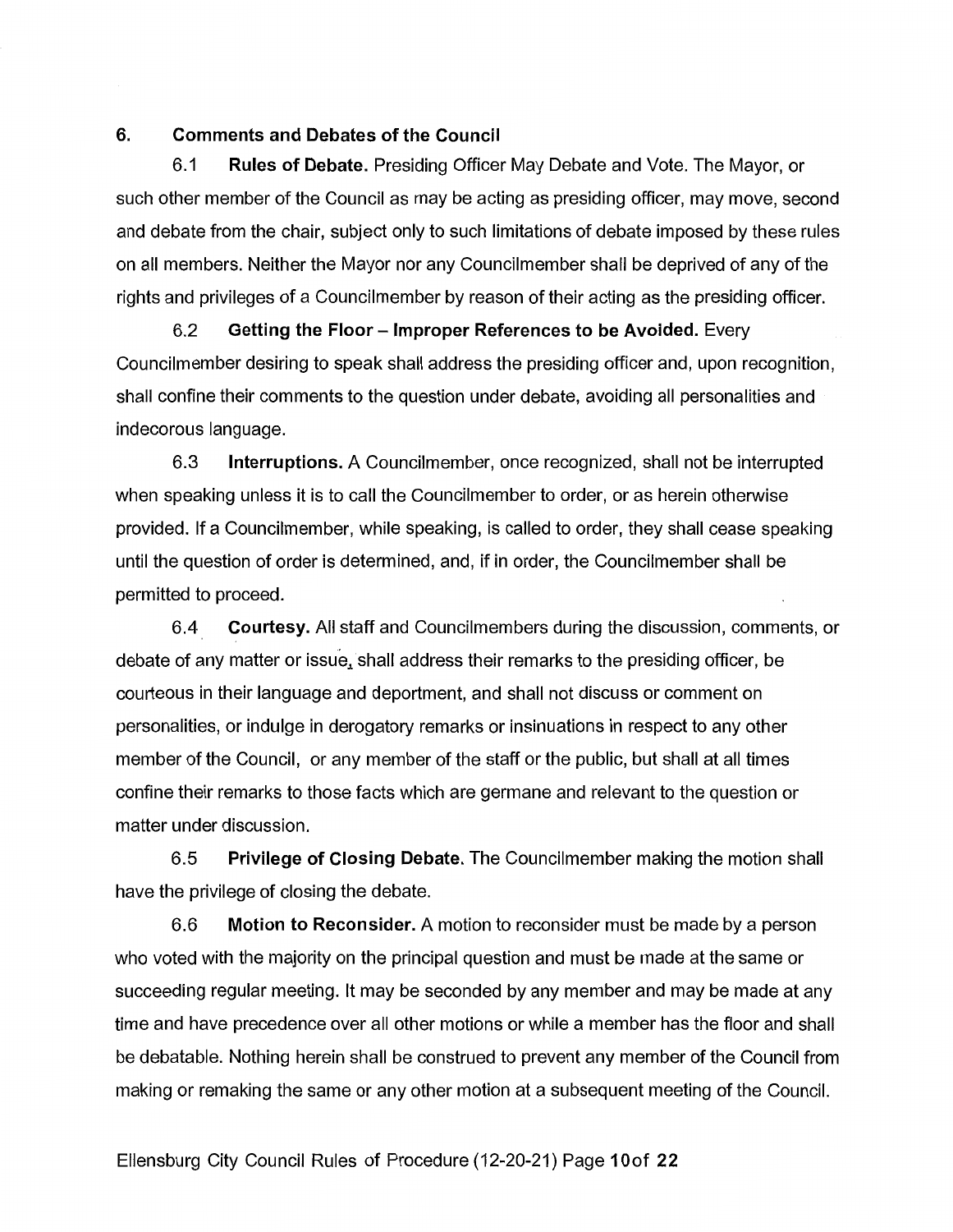## 6. Comments and Debates of the Council

6.1 **Rules of Debate.** Presiding Officer May Debate and Vote. The Mayor, or such other member of the Council as may be acting as presiding officer, may move, second and debate from the chair, subject only to such limitations of debate imposed by these rules on all members. Neither the Mayor nor any Councilmember shall be deprived of any of the rights and privileges of a Councilmember by reason of their acting as the presiding officer.

6.2 **Getting the Floor – Improper References to be Avoided.** Every Councilmember desiring to speak shall address the presiding officer and, upon recognition, shall confine their comments to the question under debate, avoiding all personalities and indecorous language.

6.3 **Interruptions.** A Councilmember, once recognized, shall not be interrupted when speaking unless it is to call the Councilmember to order, or as herein otherwise provided. If a Councilmember, while speaking, is called to order, they shall cease speaking until the question of order is determined, and, if in order, the Councilmember shall be permitted to proceed.

6.4 **Courtesy.** All staff and Councilmembers during the discussion, comments, or debate of any matter or issue, shall address their remarks to the presiding officer, be courteous in their language and deportment, and shall not discuss or comment on personalities, or indulge in derogatory remarks or insinuations in respect to any other member of the Council, or any member of the staff or the public, but shall at all times confine their remarks to those facts which are germane and relevant to the question or matter under discussion.

6.5 **Privilege of Closing Debate.** The Councilmember making the motion shall have the privilege of closing the debate.

6.6 **Motion to Reconsider.** A motion to reconsider must be made by a person who voted with the majority on the principal question and must be made at the same or succeeding regular meeting. It may be seconded by any member and may be made at any time and have precedence over all other motions or while a member has the floor and shall be debatable. Nothing herein shall be construed to prevent any member of the Council from making or remaking the same or any other motion at a subsequent meeting of the Council.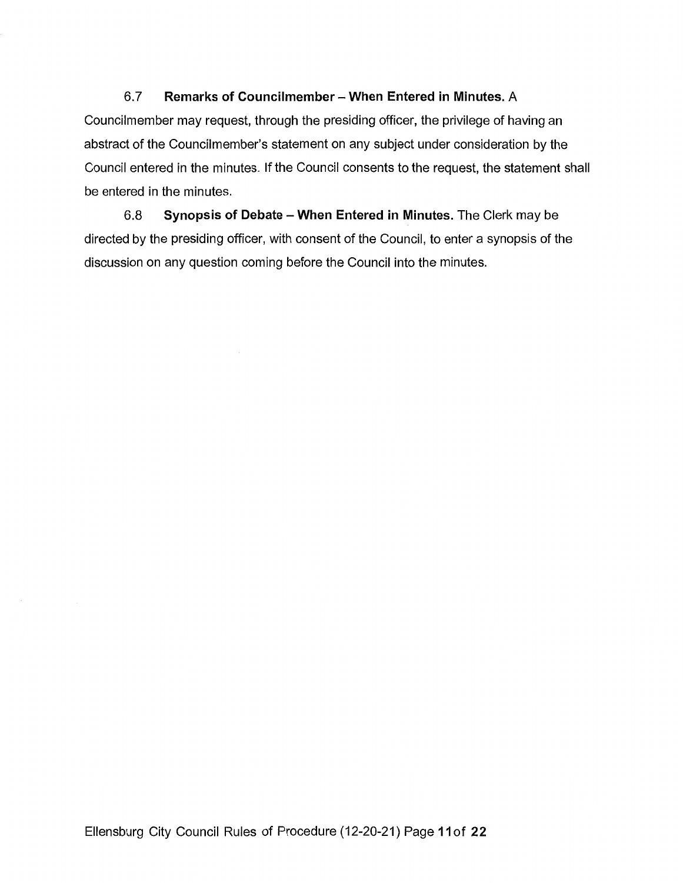6.7 **Remarks of Councilmember – When Entered in Minutes.** A Councilmember may request, through the presiding officer, the privilege of having an abstract of the Councilmember's statement on any subject under consideration by the Council entered in the minutes. If the Council consents to the request, the statement shall be entered in the minutes.

6.8 **Synopsis of Debate – When Entered in Minutes.** The Clerk may be directed by the presiding officer, with consent of the Council, to enter a synopsis of the discussion on any question coming before the Council into the minutes.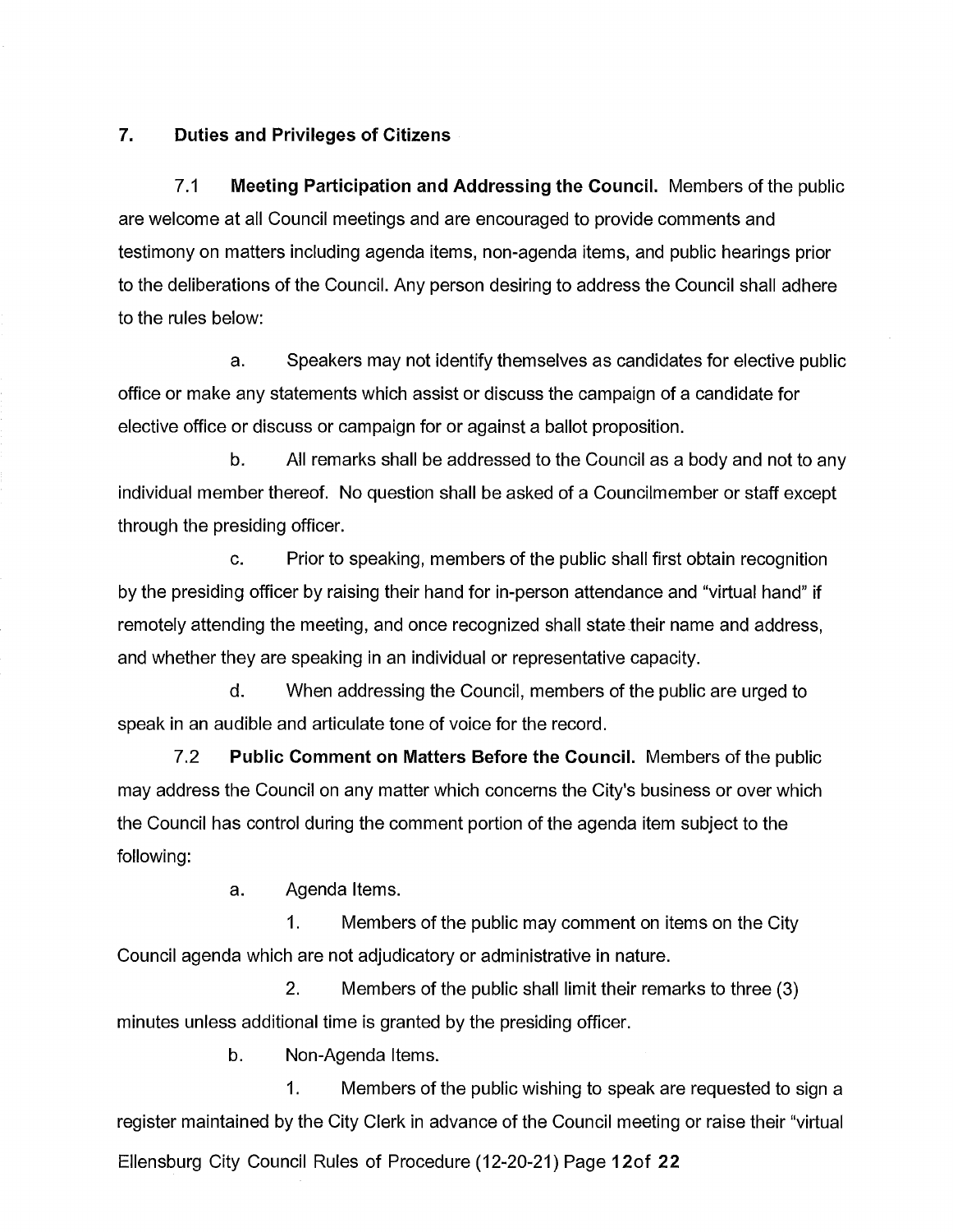## 7. Duties and Privileges of Citizens

7.1 **Meeting Participation and Addressing the Council.** Members of the public are welcome at all Council meetings and are encouraged to provide comments and testimony on matters including agenda items, non-agenda items, and public hearings prior to the deliberations of the Council. Any person desiring to address the Council shall adhere to the rules below:

a. Speakers may not identify themselves as candidates for elective public office or make any statements which assist or discuss the campaign of a candidate for elective office or discuss or campaign for or against a ballot proposition.

b. All remarks shall be addressed to the Council as a body and not to any individual member thereof. No question shall be asked of a Councilmember or staff except through the presiding officer.

c. Prior to speaking, members of the public shall first obtain recognition by the presiding officer by raising their hand for in-person attendance and "virtual hand" if remotely attending the meeting, and once recognized shall state their name and address, and whether they are speaking in an individual or representative capacity.

d. When addressing the Council, members of the public are urged to speak in an audible and articulate tone of voice for the record.

7.2 **Public Comment on Matters Before the Council.** Members of the public may address the Council on any matter which concerns the City's business or over which the Council has control during the comment portion of the agenda item subject to the following:

a. Agenda Items.

1. Members of the public may comment on items on the City Council agenda which are not adjudicatory or administrative in nature.

2. Members of the public shall limit their remarks to three (3) minutes unless additional time is granted by the presiding officer.

b. Non-Agenda Items.

1. Members of the public wishing to speak are requested to sign a register maintained by the City Clerk in advance of the Council meeting or raise their "virtual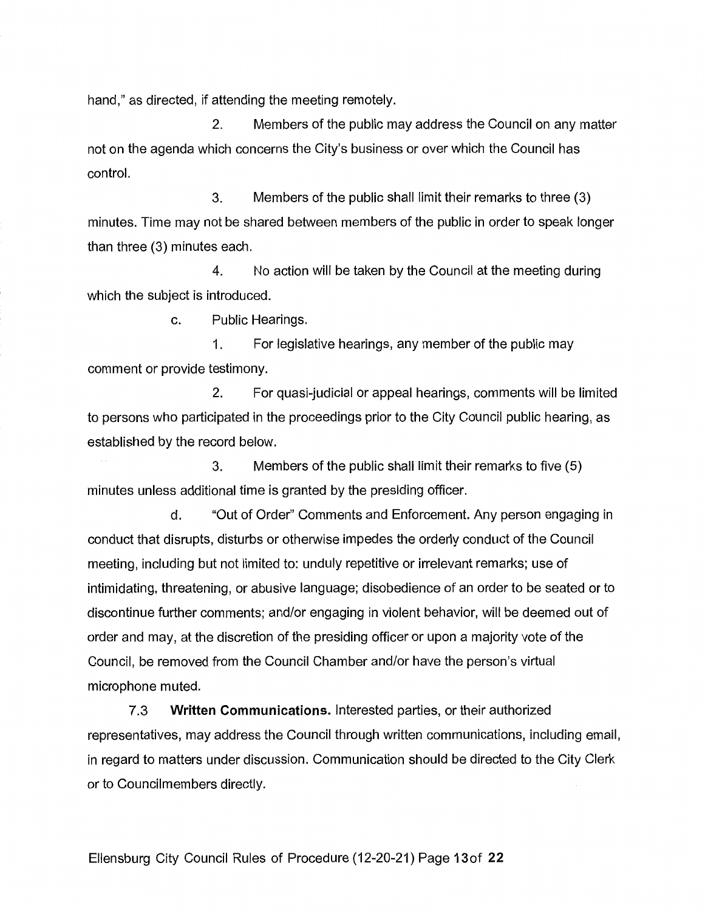hand," as directed, if attending the meeting remotely.

2. Members of the public may address the Council on any matter not on the agenda which concerns the City's business or over which the Council has control.

3. Members of the public shall limit their remarks to three (3) minutes. Time may not be shared between members of the public in order to speak longer than three (3) minutes each.

4. No action will be taken by the Council at the meeting during which the subject is introduced.

c. Public Hearings.

1. For legislative hearings, any member of the public may comment or provide testimony.

2. For quasi-judicial or appeal hearings, comments will be limited to persons who participated in the proceedings prior to the City Council public hearing, as established by the record below.

3. Members of the public shall limit their remarks to five (5) minutes unless additional time is granted by the presiding officer.

d. "Out of Order" Comments and Enforcement. Any person engaging in conduct that disrupts, disturbs or otherwise impedes the orderly conduct of the Council meeting, including but not limited to: unduly repetitive or irrelevant remarks; use of intimidating, threatening, or abusive language; disobedience of an order to be seated or to discontinue further comments; and/or engaging in violent behavior, will be deemed out of order and may, at the discretion of the presiding officer or upon a majority vote of the Council, be removed from the Council Chamber and/or have the person's virtual microphone muted.

7.3 **Written Communications.** Interested parties, or their authorized representatives, may address the Council through written communications, including email, in regard to matters under discussion. Communication should be directed to the City Clerk or to Councilmembers directly.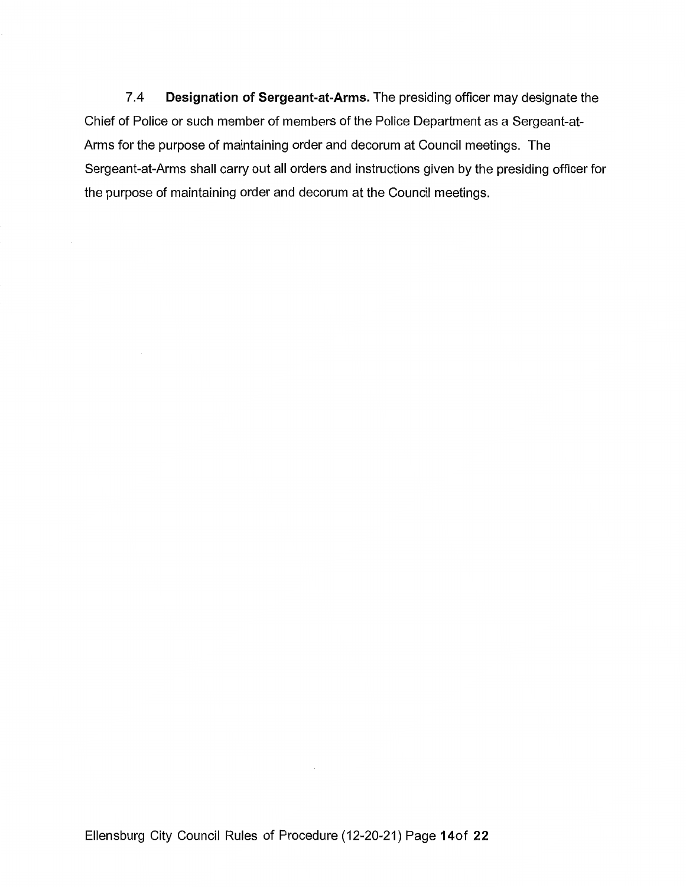7.4 **Designation of Sergeant-at-Arms.** The presiding officer may designate the Chief of Police or such member of members of the Police Department as a Sergeant-at-Arms for the purpose of maintaining order and decorum at Council meetings. The Sergeant-at-Arms shall carry out all orders and instructions given by the presiding officer for the purpose of maintaining order and decorum at the Council meetings.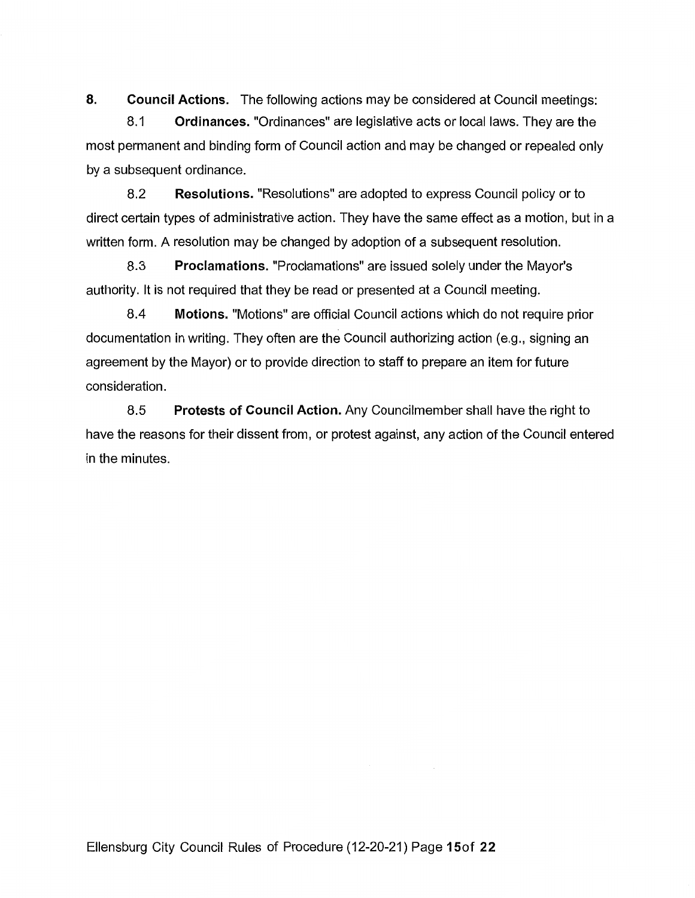**8. Council Actions.** The following actions may be considered at Council meetings:

8.1 **Ordinances.** "Ordinances" are legislative acts or local laws. They are the most permanent and binding form of Council action and may be changed or repealed only by a subsequent ordinance.

8.2 **Resolutions.** "Resolutions" are adopted to express Council policy or to direct certain types of administrative action. They have the same effect as a motion, but in a written form. A resolution may be changed by adoption of a subsequent resolution.

8.3 **Proclamations.** "Proclamations" are issued solely under the Mayor's authority. It is not required that they be read or presented at a Council meeting.

8.4 **Motions.** "Motions" are official Council actions which do not require prior documentation in writing. They often are the Council authorizing action (e.g., signing an agreement by the Mayor) or to provide direction to staff to prepare an item for future consideration.

8.5 **Protests of Council Action.** Any Councilmember shall have the right to have the reasons for their dissent from, or protest against, any action of the Council entered in the minutes.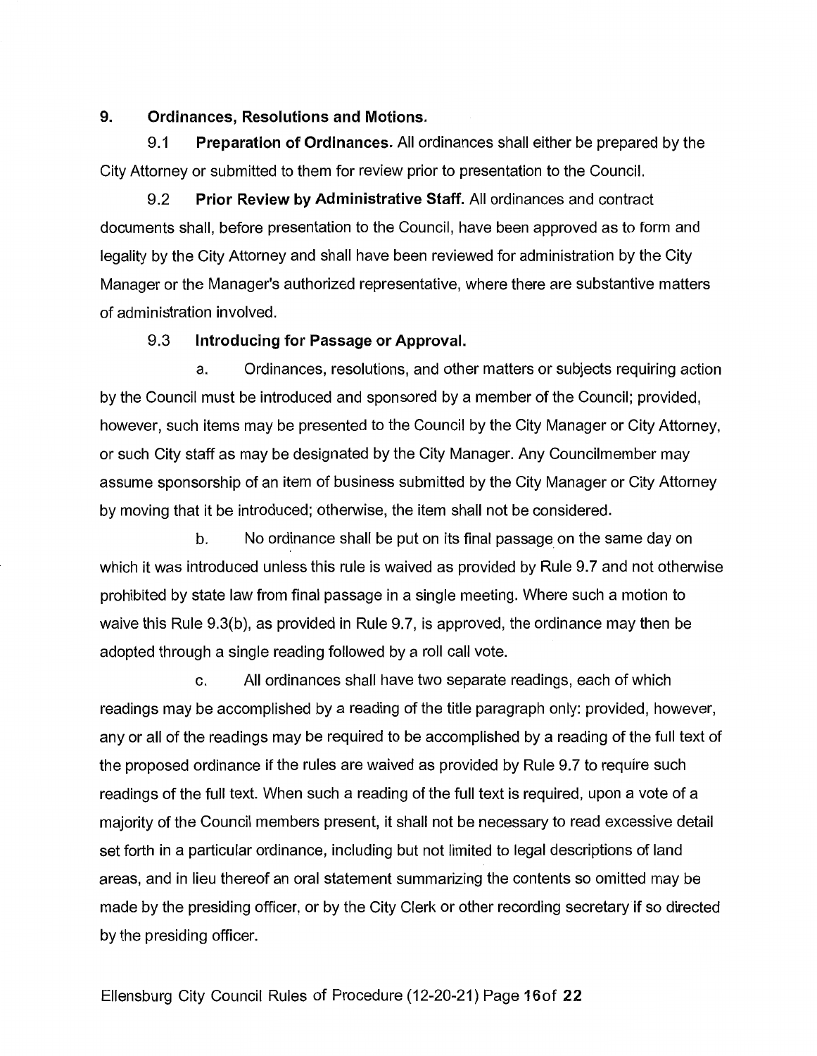## 9. Ordinances, Resolutions and Motions.

9.1 **Preparation of Ordinances.** All ordinances shall either be prepared by the City Attorney or submitted to them for review prior to presentation to the Council.

9.2 **Prior Review by Administrative Staff.** All ordinances and contract documents shall, before presentation to the Council, have been approved as to form and legality by the City Attorney and shall have been reviewed for administration by the City Manager or the Manager's authorized representative, where there are substantive matters of administration involved.

9.3 **Introducing for Passage or Approval.**

a. Ordinances, resolutions, and other matters or subjects requiring action by the Council must be introduced and sponsored by a member of the Council; provided, however, such items may be presented to the Council by the City Manager or City Attorney, or such City staff as may be designated by the City Manager. Any Councilmember may assume sponsorship of an item of business submitted by the City Manager or City Attorney by moving that it be introduced; otherwise, the item shall not be considered.

b. No ordinance shall be put on its final passage on the same day on which it was introduced unless this rule is waived as provided by Rule 9.7 and not otherwise prohibited by state law from final passage in a single meeting. Where such a motion to waive this Rule 9.3(b), as provided in Rule 9.7, is approved, the ordinance may then be adopted through a single reading followed by a roll call vote.

c. All ordinances shall have two separate readings, each of which readings may be accomplished by a reading of the title paragraph only: provided, however, any or all of the readings may be required to be accomplished by a reading of the full text of the proposed ordinance if the rules are waived as provided by Rule 9.7 to require such readings of the full text. When such a reading of the full text is required, upon a vote of a majority of the Council members present, it shall not be necessary to read excessive detail set forth in a particular ordinance, including but not limited to legal descriptions of land areas, and in lieu thereof an oral statement summarizing the contents so omitted may be made by the presiding officer, or by the City Clerk or other recording secretary if so directed by the presiding officer.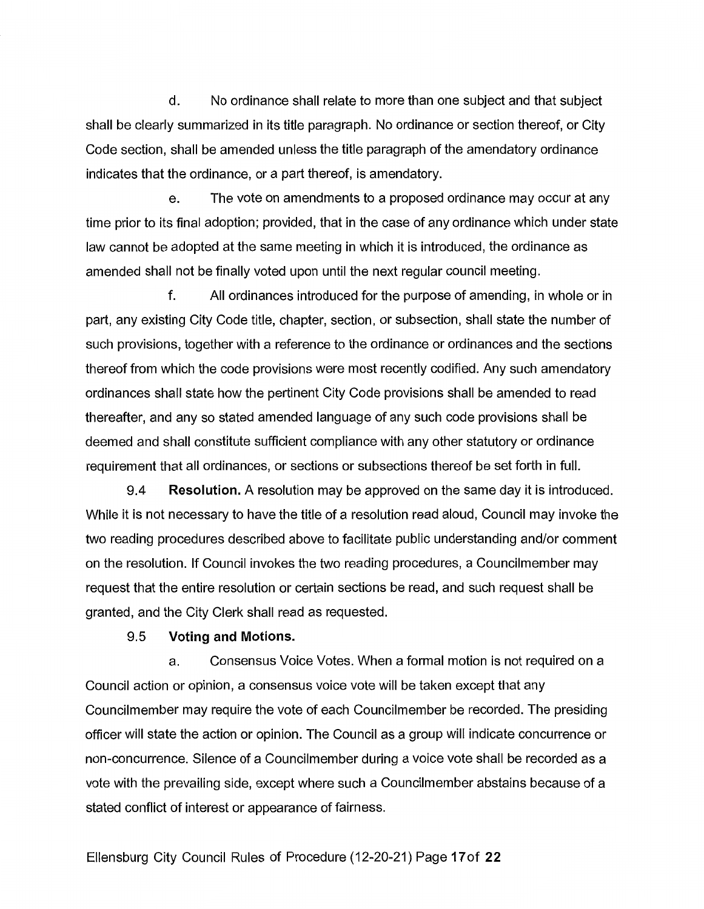d. No ordinance shall relate to more than one subject and that subject shall be clearly summarized in its title paragraph. No ordinance or section thereof, or City Code section, shall be amended unless the title paragraph of the amendatory ordinance indicates that the ordinance, or a part thereof, is amendatory.

e. The vote on amendments to a proposed ordinance may occur at any time prior to its final adoption; provided, that in the case of any ordinance which under state law cannot be adopted at the same meeting in which it is introduced, the ordinance as amended shall not be finally voted upon until the next regular council meeting.

f. All ordinances introduced for the purpose of amending, in whole or in part, any existing City Code title, chapter, section, or subsection, shall state the number of such provisions, together with a reference to the ordinance or ordinances and the sections thereof from which the code provisions were most recently codified. Any such amendatory ordinances shall state how the pertinent City Code provisions shall be amended to read thereafter, and any so stated amended language of any such code provisions shall be deemed and shall constitute sufficient compliance with any other statutory or ordinance requirement that all ordinances, or sections or subsections thereof be set forth in full.

9.4 **Resolution.** A resolution may be approved on the same day it is introduced. While it is not necessary to have the title of a resolution read aloud, Council may invoke the two reading procedures described above to facilitate public understanding and/or comment on the resolution. If Council invokes the two reading procedures, a Councilmember may request that the entire resolution or certain sections be read, and such request shall be granted, and the City Clerk shall read as requested.

9.5 **Voting and Motions.**

a. Consensus Voice Votes. When a formal motion is not required on a Council action or opinion, a consensus voice vote will be taken except that any Councilmember may require the vote of each Councilmember be recorded. The presiding officer will state the action or opinion. The Council as a group will indicate concurrence or non-concurrence. Silence of a Councilmember during a voice vote shall be recorded as a vote with the prevailing side, except where such a Councilmember abstains because of a stated conflict of interest or appearance of fairness.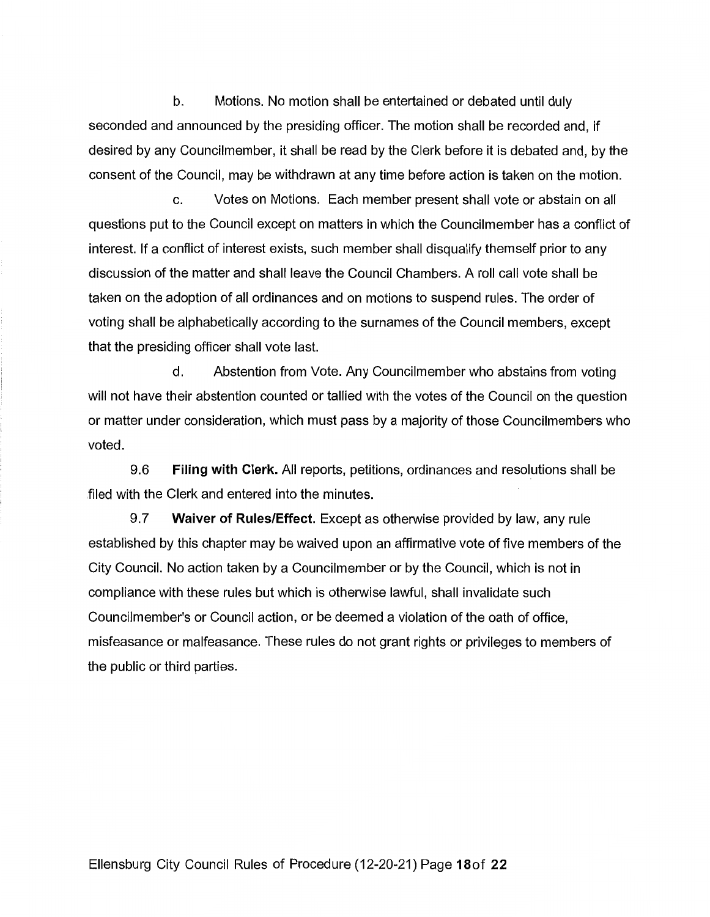b. Motions. No motion shall be entertained or debated until duly seconded and announced by the presiding officer. The motion shall be recorded and, if desired by any Councilmember, it shall be read by the Clerk before it is debated and, by the consent of the Council, may be withdrawn at any time before action is taken on the motion.

c. Votes on Motions. Each member present shall vote or abstain on all questions put to the Council except on matters in which the Councilmember has a conflict of interest. If a conflict of interest exists, such member shall disqualify themself prior to any discussion of the matter and shall leave the Council Chambers. A roll call vote shall be taken on the adoption of all ordinances and on motions to suspend rules. The order of voting shall be alphabetically according to the surnames of the Council members, except that the presiding officer shall vote last.

d. Abstention from Vote. Any Councilmember who abstains from voting will not have their abstention counted or tallied with the votes of the Council on the question or matter under consideration, which must pass by a majority of those Councilmembers who voted.

9.6 **Filing with Clerk.** All reports, petitions, ordinances and resolutions shall be filed with the Clerk and entered into the minutes.

9.7 **Waiver of Rules/Effect.** Except as otherwise provided by law, any rule established by this chapter may be waived upon an affirmative vote of five members of the City Council. No action taken by a Councilmember or by the Council, which is not in compliance with these rules but which is otherwise lawful, shall invalidate such Councilmember's or Council action, or be deemed a violation of the oath of office, misfeasance or malfeasance. These rules do not grant rights or privileges to members of the public or third parties.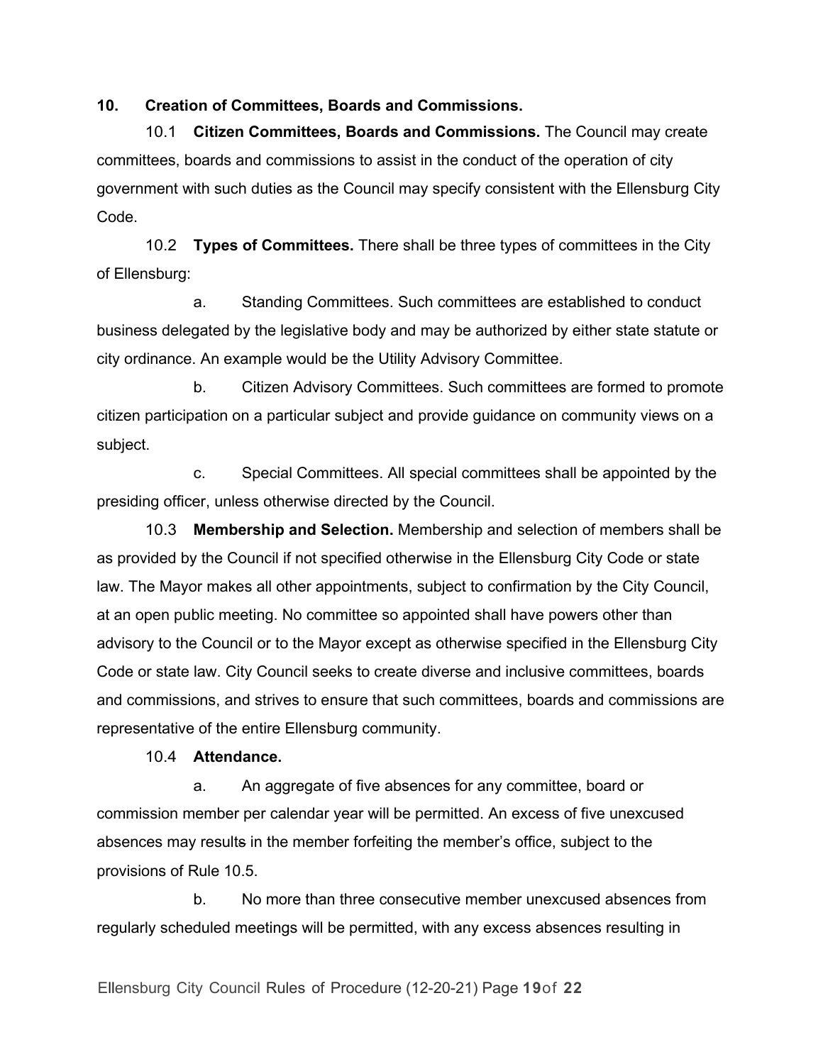**10. Creation of Committees, Boards and Commissions.**

10.1 **Citizen Committees, Boards and Commissions.** The Council may create committees, boards and commissions to assist in the conduct of the operation of city government with such duties as the Council may specify consistent with the Ellensburg City Code.

10.2 **Types of Committees.** There shall be three types of committees in the City of Ellensburg:

a. Standing Committees. Such committees are established to conduct business delegated by the legislative body and may be authorized by either state statute or city ordinance. An example would be the Utility Advisory Committee.

b. Citizen Advisory Committees. Such committees are formed to promote citizen participation on a particular subject and provide guidance on community views on a subject.

c. Special Committees. All special committees shall be appointed by the presiding officer, unless otherwise directed by the Council.

10.3 **Membership and Selection.** Membership and selection of members shall be as provided by the Council if not specified otherwise in the Ellensburg City Code or state law. The Mayor makes all other appointments, subject to confirmation by the City Council, at an open public meeting. No committee so appointed shall have powers other than advisory to the Council or to the Mayor except as otherwise specified in the Ellensburg City Code or state law. City Council seeks to create diverse and inclusive committees, boards and commissions, and strives to ensure that such committees, boards and commissions are representative of the entire Ellensburg community.

10.4 **Attendance.**

a. An aggregate of five absences for any committee, board or commission member per calendar year will be permitted. An excess of five unexcused absences may result in the member forfeiting the member's office, subject to the provisions of Rule 10.5.

b. No more than three consecutive member unexcused absences from regularly scheduled meetings will be permitted, with any excess absences resulting in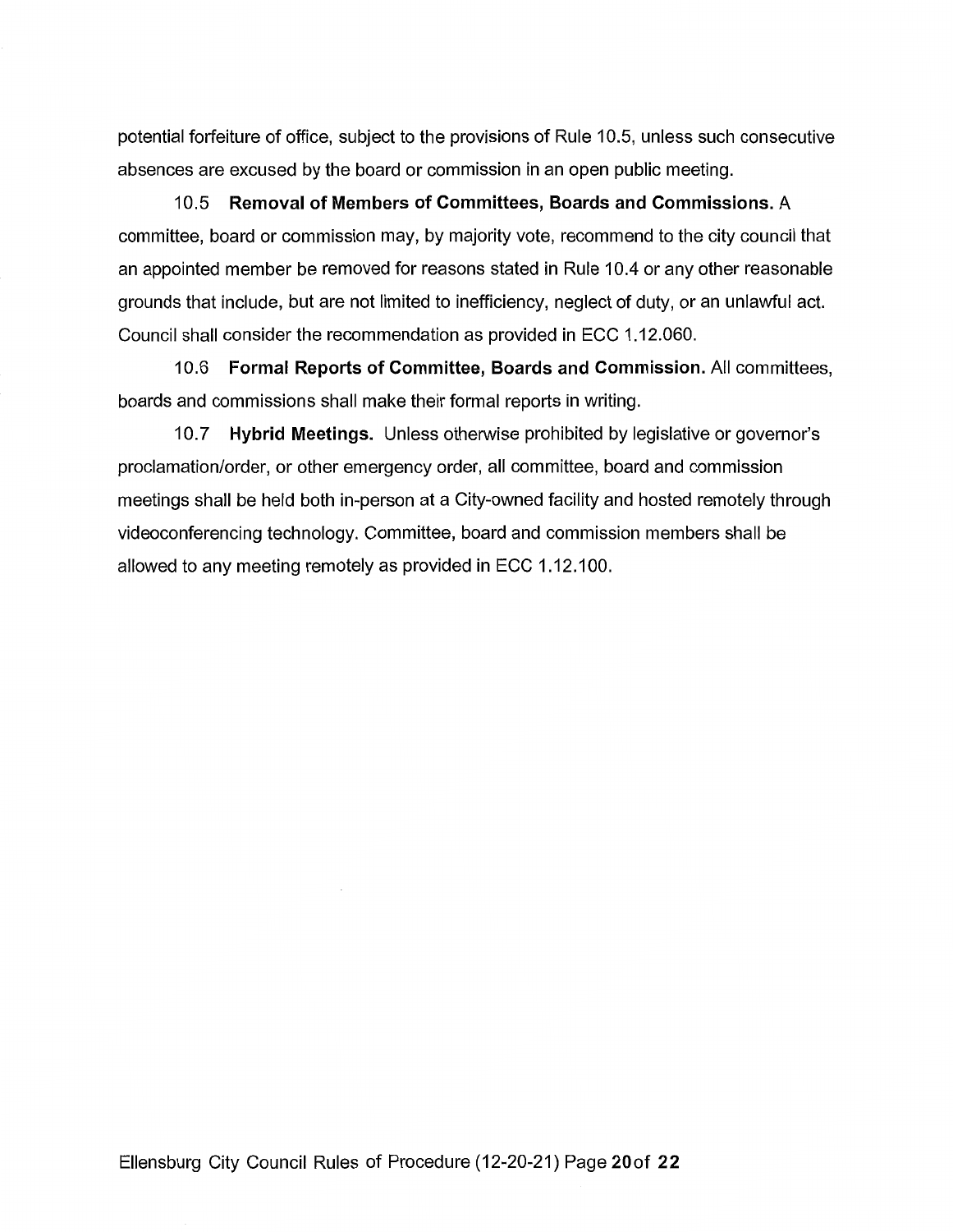potential forfeiture of office, subject to the provisions of Rule 10.5, unless such consecutive absences are excused by the board or commission in an open public meeting.

10.5 **Removal of Members of Committees, Boards and Commissions.** A committee, board or commission may, by majority vote, recommend to the city council that an appointed member be removed for reasons stated in Rule 10.4 or any other reasonable grounds that include, but are not limited to inefficiency, neglect of duty, or an unlawful act. Council shall consider the recommendation as provided in ECC 1.12.060.

10.6 **Formal Reports of Committee, Boards and Commission.** All committees, boards and commissions shall make their formal reports in writing.

10.7 **Hybrid Meetings.** Unless otherwise prohibited by legislative or governor's proclamation/order, or other emergency order, all committee, board and commission meetings shall be held both in-person at a City-owned facility and hosted remotely through videoconferencing technology. Committee, board and commission members shall be allowed to any meeting remotely as provided in ECC 1.12.100.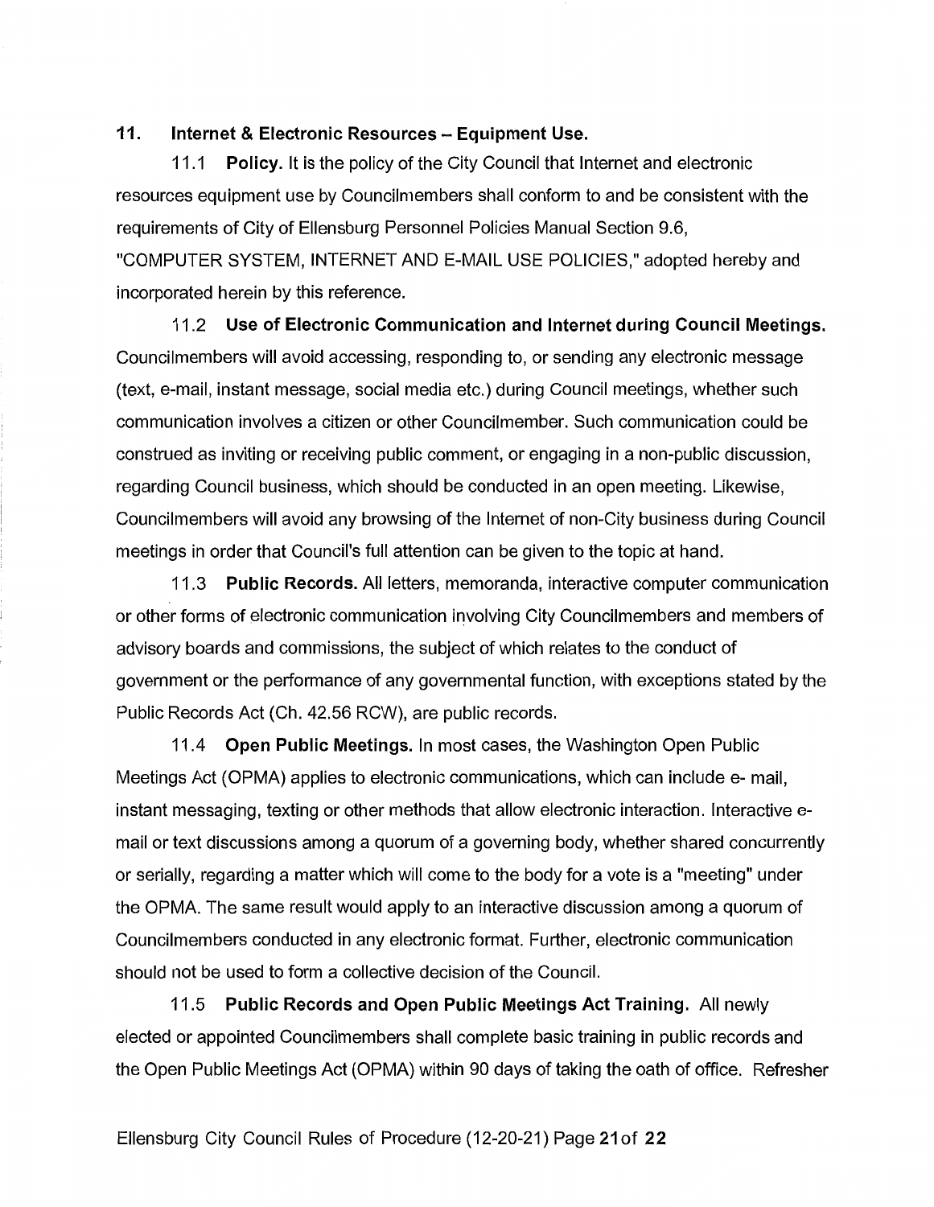## 11. Internet & Electronic Resources – Equipment Use.

11.1 **Policy.** It is the policy of the City Council that Internet and electronic resources equipment use by Councilmembers shall conform to and be consistent with the requirements of City of Ellensburg Personnel Policies Manual Section 9.6, "COMPUTER SYSTEM, INTERNET AND E-MAIL USE POLICIES," adopted hereby and incorporated herein by this reference.

11.2 **Use of Electronic Communication and Internet during Council Meetings.** Councilmembers will avoid accessing, responding to, or sending any electronic message (text, e-mail, instant message, social media etc.) during Council meetings, whether such communication involves a citizen or other Councilmember. Such communication could be construed as inviting or receiving public comment, or engaging in a non-public discussion, regarding Council business, which should be conducted in an open meeting. Likewise, Councilmembers will avoid any browsing of the Internet of non-City business during Council meetings in order that Council's full attention can be given to the topic at hand.

11.3 **Public Records.** All letters, memoranda, interactive computer communication or other forms of electronic communication involving City Councilmembers and members of advisory boards and commissions, the subject of which relates to the conduct of government or the performance of any governmental function, with exceptions stated by the Public Records Act (Ch. 42.56 RCW), are public records.

11.4 **Open Public Meetings.** In most cases, the Washington Open Public Meetings Act (OPMA) applies to electronic communications, which can include e- mail, instant messaging, texting or other methods that allow electronic interaction. Interactive e-mail or text discussions among a quorum of a governing body, whether shared concurrently or serially, regarding a matter which will come to the body for a vote is a "meeting" under the OPMA. The same result would apply to an interactive discussion among a quorum of Councilmembers conducted in any electronic format. Further, electronic communication should not be used to form a collective decision of the Council.

11.5 **Public Records and Open Public Meetings Act Training.** All newly elected or appointed Councilmembers shall complete basic training in public records and the Open Public Meetings Act (OPMA) within 90 days of taking the oath of office. Refresher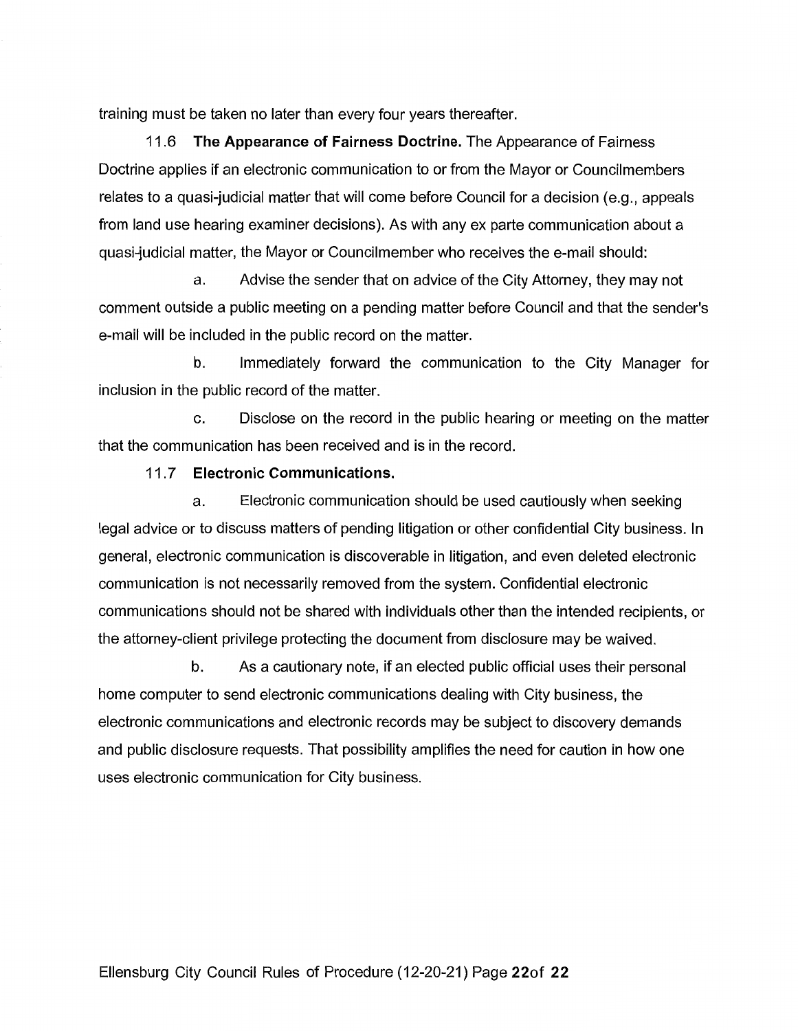training must be taken no later than every four years thereafter.

11.6 **The Appearance of Fairness Doctrine.** The Appearance of Fairness Doctrine applies if an electronic communication to or from the Mayor or Councilmembers relates to a quasi-judicial matter that will come before Council for a decision (e.g., appeals from land use hearing examiner decisions). As with any ex parte communication about a quasi-judicial matter, the Mayor or Councilmember who receives the e-mail should:

a. Advise the sender that on advice of the City Attorney, they may not comment outside a public meeting on a pending matter before Council and that the sender's e-mail will be included in the public record on the matter.

b. Immediately forward the communication to the City Manager for inclusion in the public record of the matter.

c. Disclose on the record in the public hearing or meeting on the matter that the communication has been received and is in the record.

11.7 **Electronic Communications.**

a. Electronic communication should be used cautiously when seeking legal advice or to discuss matters of pending litigation or other confidential City business. In general, electronic communication is discoverable in litigation, and even deleted electronic communication is not necessarily removed from the system. Confidential electronic communications should not be shared with individuals other than the intended recipients, or the attorney-client privilege protecting the document from disclosure may be waived.

b. As a cautionary note, if an elected public official uses their personal home computer to send electronic communications dealing with City business, the electronic communications and electronic records may be subject to discovery demands and public disclosure requests. That possibility amplifies the need for caution in how one uses electronic communication for City business.